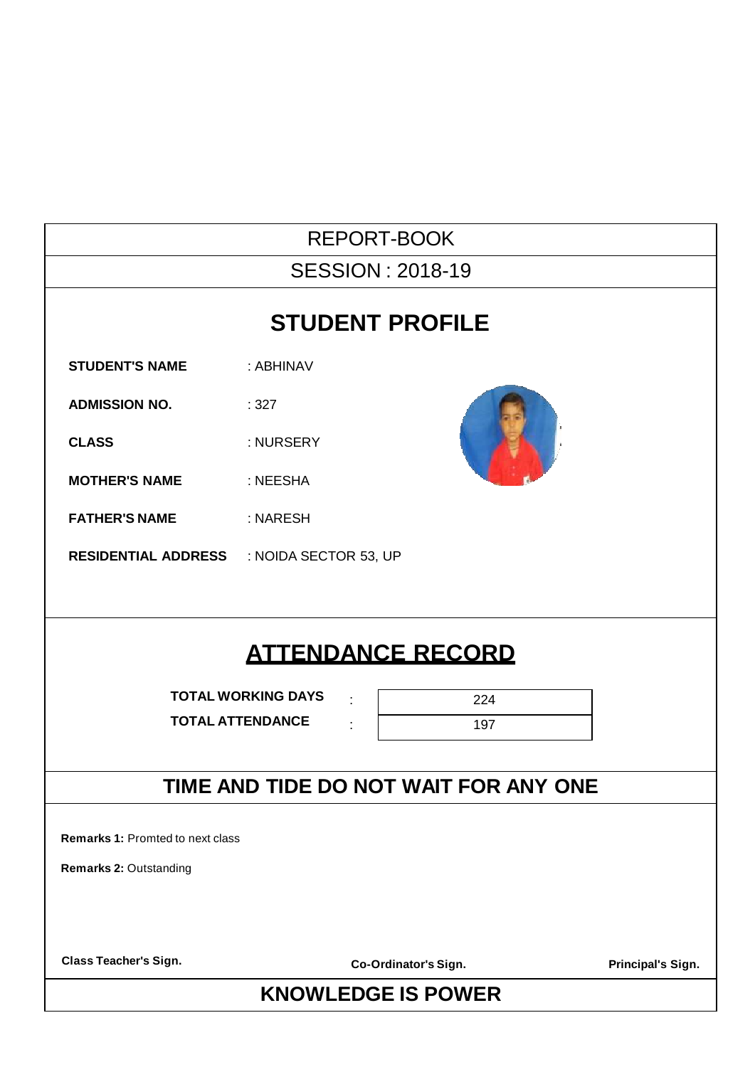# REPORT-BOOK

## SESSION : 2018-19

## STUDENT PROFILE

**STUDENT'S NAME** : ABHINAV

**ADMISSION NO.** : 327

**CLASS** : NURSERY

**MOTHER'S NAME** : NEESHA

**FATHER'S NAME** : NARESH

**RESIDENTIAL ADDRESS** : NOIDA SECTOR 53, UP

## ATTENDANCE RECORD

| | | |
|---|---|---|
| **TOTAL WORKING DAYS** | : | 224 |
| **TOTAL ATTENDANCE** | : | 197 |

## TIME AND TIDE DO NOT WAIT FOR ANY ONE

**Remarks 1:** Promted to next class

**Remarks 2:** Outstanding

**Class Teacher's Sign.** **Co-Ordinator's Sign.** **Principal's Sign.**

## KNOWLEDGE IS POWER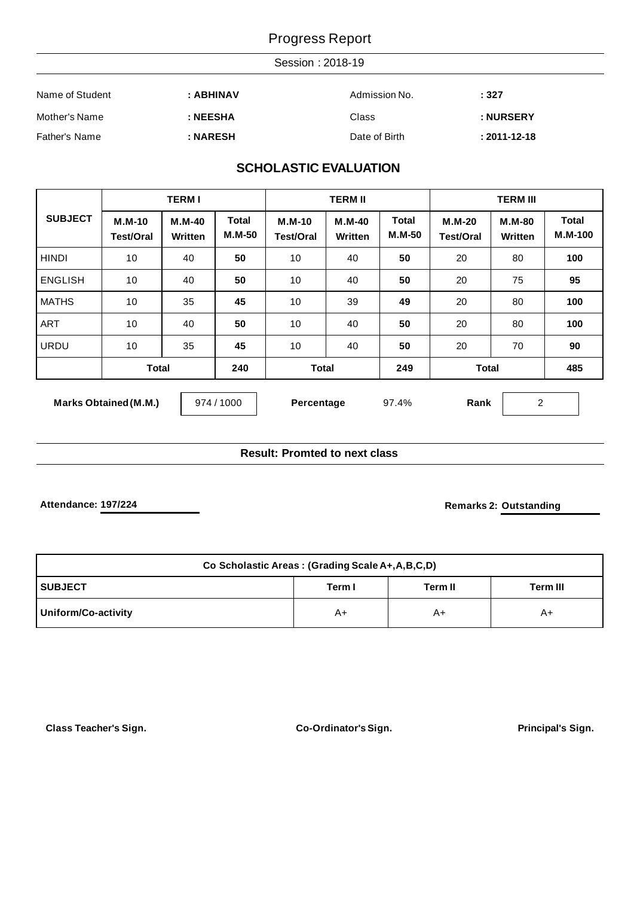# Progress Report

Session : 2018-19

| | | | |
|---|---|---|---|
| Name of Student | **: ABHINAV** | Admission No. | **: 327** |
| Mother's Name | **: NEESHA** | Class | **: NURSERY** |
| Father's Name | **: NARESH** | Date of Birth | **: 2011-12-18** |

## SCHOLASTIC EVALUATION

| SUBJECT | TERM I | | | TERM II | | | TERM III | | |
|---|---|---|---|---|---|---|---|---|---|
| | M.M-10 Test/Oral | M.M-40 Written | Total M.M-50 | M.M-10 Test/Oral | M.M-40 Written | Total M.M-50 | M.M-20 Test/Oral | M.M-80 Written | Total M.M-100 |
| HINDI | 10 | 40 | **50** | 10 | 40 | **50** | 20 | 80 | **100** |
| ENGLISH | 10 | 40 | **50** | 10 | 40 | **50** | 20 | 75 | **95** |
| MATHS | 10 | 35 | **45** | 10 | 39 | **49** | 20 | 80 | **100** |
| ART | 10 | 40 | **50** | 10 | 40 | **50** | 20 | 80 | **100** |
| URDU | 10 | 35 | **45** | 10 | 40 | **50** | 20 | 70 | **90** |
| | **Total** | | **240** | **Total** | | **249** | **Total** | | **485** |

**Marks Obtained (M.M.)** 974 / 1000 **Percentage** 97.4% **Rank** 2

**Result: Promted to next class**

**Attendance: 197/224**

**Remarks 2: Outstanding**

| Co Scholastic Areas : (Grading Scale A+,A,B,C,D) | | | |
|---|---|---|---|
| **SUBJECT** | **Term I** | **Term II** | **Term III** |
| **Uniform/Co-activity** | A+ | A+ | A+ |

**Class Teacher's Sign.** **Co-Ordinator's Sign.** **Principal's Sign.**